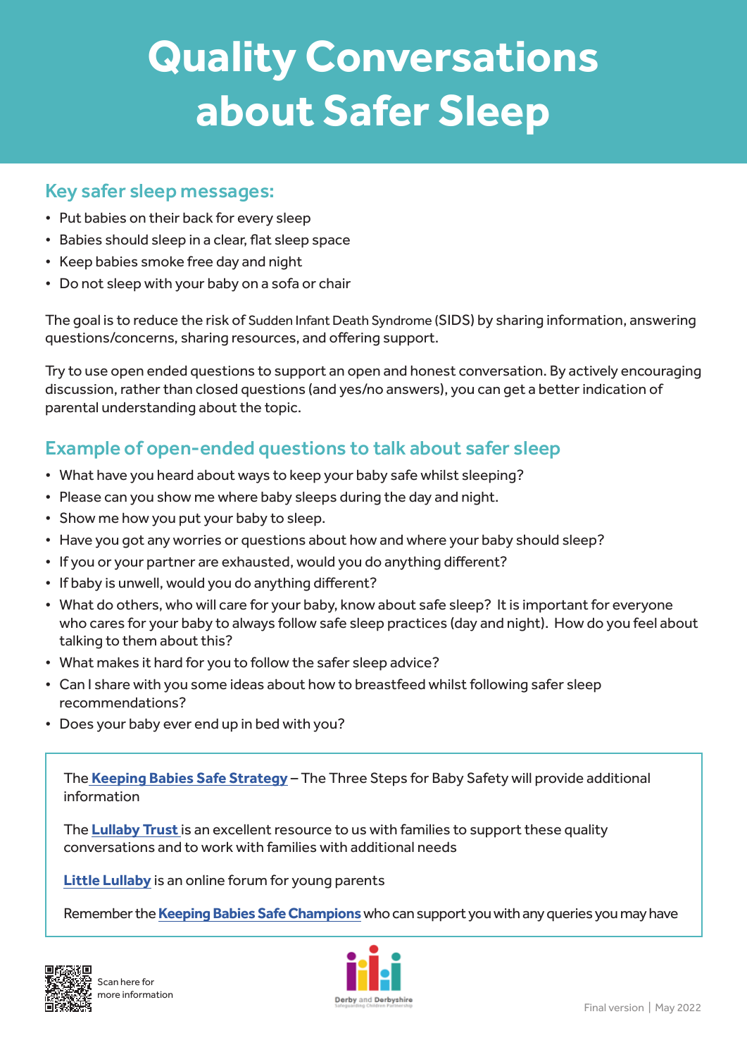# Quality Conversations about Safer Sleep

## Key safer sleep messages:

- Put babies on their back for every sleep
- Babies should sleep in a clear, flat sleep space
- Keep babies smoke free day and night
- Do not sleep with your baby on a sofa or chair

The goal is to reduce the risk of Sudden Infant Death Syndrome (SIDS) by sharing information, answering questions/concerns, sharing resources, and offering support.

Try to use open ended questions to support an open and honest conversation. By actively encouraging discussion, rather than closed questions (and yes/no answers), you can get a better indication of parental understanding about the topic.

## Example of open-ended questions to talk about safer sleep

- What have you heard about ways to keep your baby safe whilst sleeping?
- Please can you show me where baby sleeps during the day and night.
- Show me how you put your baby to sleep.
- Have you got any worries or questions about how and where your baby should sleep?
- If you or your partner are exhausted, would you do anything different?
- If baby is unwell, would you do anything different?
- What do others, who will care for your baby, know about safe sleep? It is important for everyone who cares for your baby to always follow safe sleep practices (day and night). How do you feel about talking to them about this?
- What makes it hard for you to follow the safer sleep advice?
- Can I share with you some ideas about how to breastfeed whilst following safer sleep recommendations?
- Does your baby ever end up in bed with you?

The **Keeping Babies Safe Strategy** – The Three Steps for Baby Safety will provide additional information

The **Lullaby Trust** is an excellent resource to us with families to support these quality conversations and to work with families with additional needs

**Little Lullaby** is an online forum for young parents

Remember the **Keeping Babies Safe Champions** who can support you with any queries you may have

Scan here for more information

Derby and Derbyshire Safeguarding Children Partnership

Final version | May 2022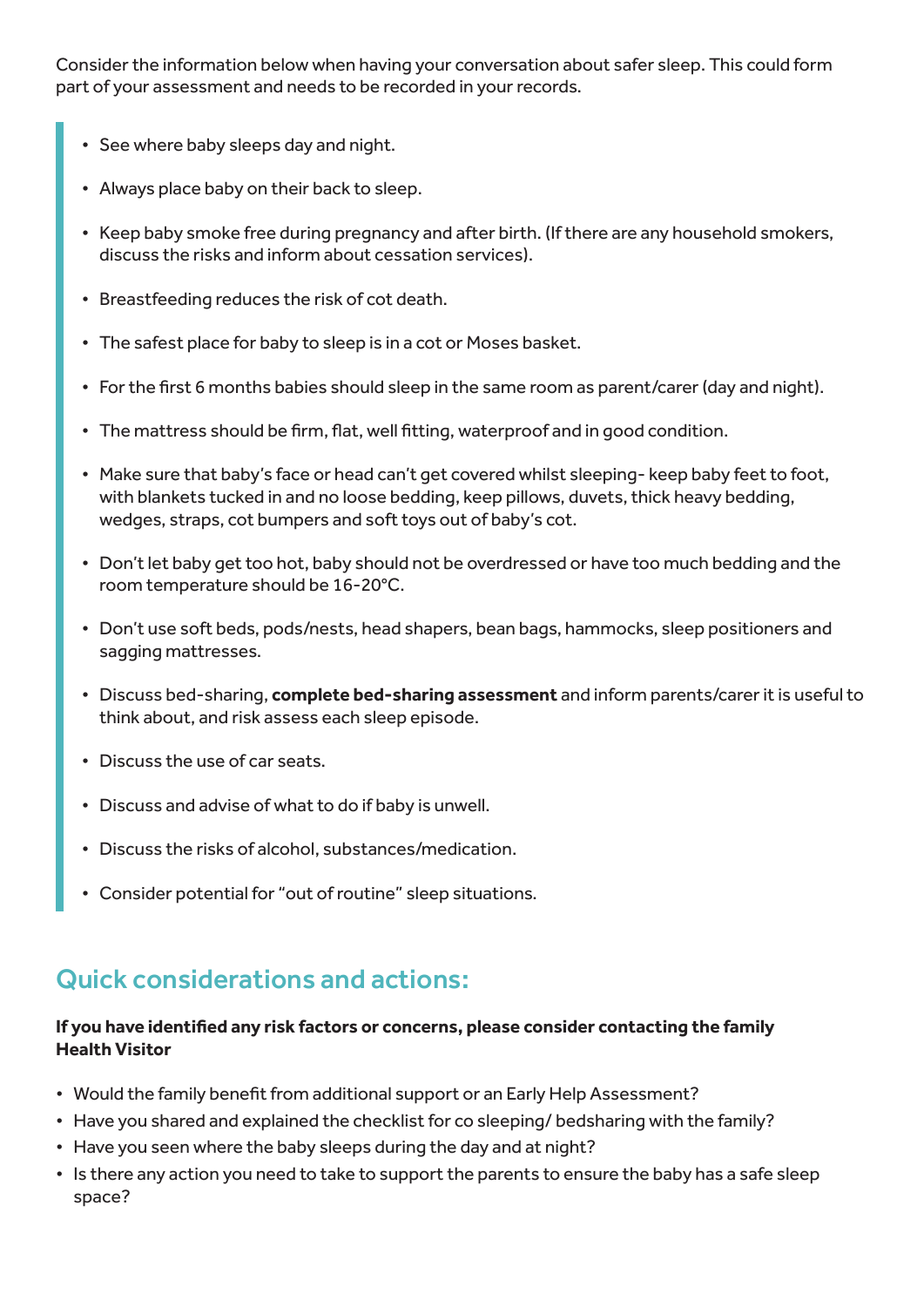Consider the information below when having your conversation about safer sleep. This could form part of your assessment and needs to be recorded in your records.

- See where baby sleeps day and night.
- Always place baby on their back to sleep.
- Keep baby smoke free during pregnancy and after birth. (If there are any household smokers, discuss the risks and inform about cessation services).
- Breastfeeding reduces the risk of cot death.
- The safest place for baby to sleep is in a cot or Moses basket.
- For the first 6 months babies should sleep in the same room as parent/carer (day and night).
- The mattress should be firm, flat, well fitting, waterproof and in good condition.
- Make sure that baby's face or head can't get covered whilst sleeping- keep baby feet to foot, with blankets tucked in and no loose bedding, keep pillows, duvets, thick heavy bedding, wedges, straps, cot bumpers and soft toys out of baby's cot.
- Don't let baby get too hot, baby should not be overdressed or have too much bedding and the room temperature should be 16-20°C.
- Don't use soft beds, pods/nests, head shapers, bean bags, hammocks, sleep positioners and sagging mattresses.
- Discuss bed-sharing, **complete bed-sharing assessment** and inform parents/carer it is useful to think about, and risk assess each sleep episode.
- Discuss the use of car seats.
- Discuss and advise of what to do if baby is unwell.
- Discuss the risks of alcohol, substances/medication.
- Consider potential for "out of routine" sleep situations.

## Quick considerations and actions:

**If you have identified any risk factors or concerns, please consider contacting the family Health Visitor**

- Would the family benefit from additional support or an Early Help Assessment?
- Have you shared and explained the checklist for co sleeping/ bedsharing with the family?
- Have you seen where the baby sleeps during the day and at night?
- Is there any action you need to take to support the parents to ensure the baby has a safe sleep space?